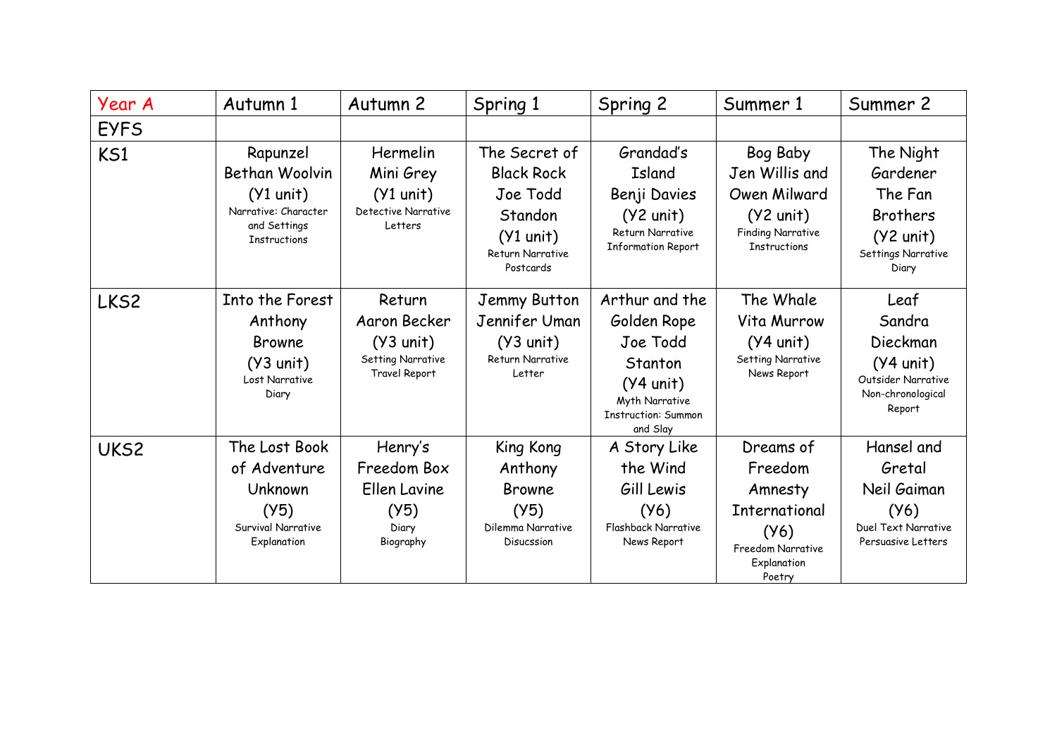| Year A | Autumn 1 | Autumn 2 | Spring 1 | Spring 2 | Summer 1 | Summer 2 |
|---|---|---|---|---|---|---|
| EYFS | | | | | | |
| KS1 | Rapunzel Bethan Woolvin (Y1 unit) Narrative: Character and Settings Instructions | Hermelin Mini Grey (Y1 unit) Detective Narrative Letters | The Secret of Black Rock Joe Todd Standon (Y1 unit) Return Narrative Postcards | Grandad's Island Benji Davies (Y2 unit) Return Narrative Information Report | Bog Baby Jen Willis and Owen Milward (Y2 unit) Finding Narrative Instructions | The Night Gardener The Fan Brothers (Y2 unit) Settings Narrative Diary |
| LKS2 | Into the Forest Anthony Browne (Y3 unit) Lost Narrative Diary | Return Aaron Becker (Y3 unit) Setting Narrative Travel Report | Jemmy Button Jennifer Uman (Y3 unit) Return Narrative Letter | Arthur and the Golden Rope Joe Todd Stanton (Y4 unit) Myth Narrative Instruction: Summon and Slay | The Whale Vita Murrow (Y4 unit) Setting Narrative News Report | Leaf Sandra Dieckman (Y4 unit) Outsider Narrative Non-chronological Report |
| UKS2 | The Lost Book of Adventure Unknown (Y5) Survival Narrative Explanation | Henry's Freedom Box Ellen Lavine (Y5) Diary Biography | King Kong Anthony Browne (Y5) Dilemma Narrative Disucssion | A Story Like the Wind Gill Lewis (Y6) Flashback Narrative News Report | Dreams of Freedom Amnesty International (Y6) Freedom Narrative Explanation Poetry | Hansel and Gretal Neil Gaiman (Y6) Duel Text Narrative Persuasive Letters |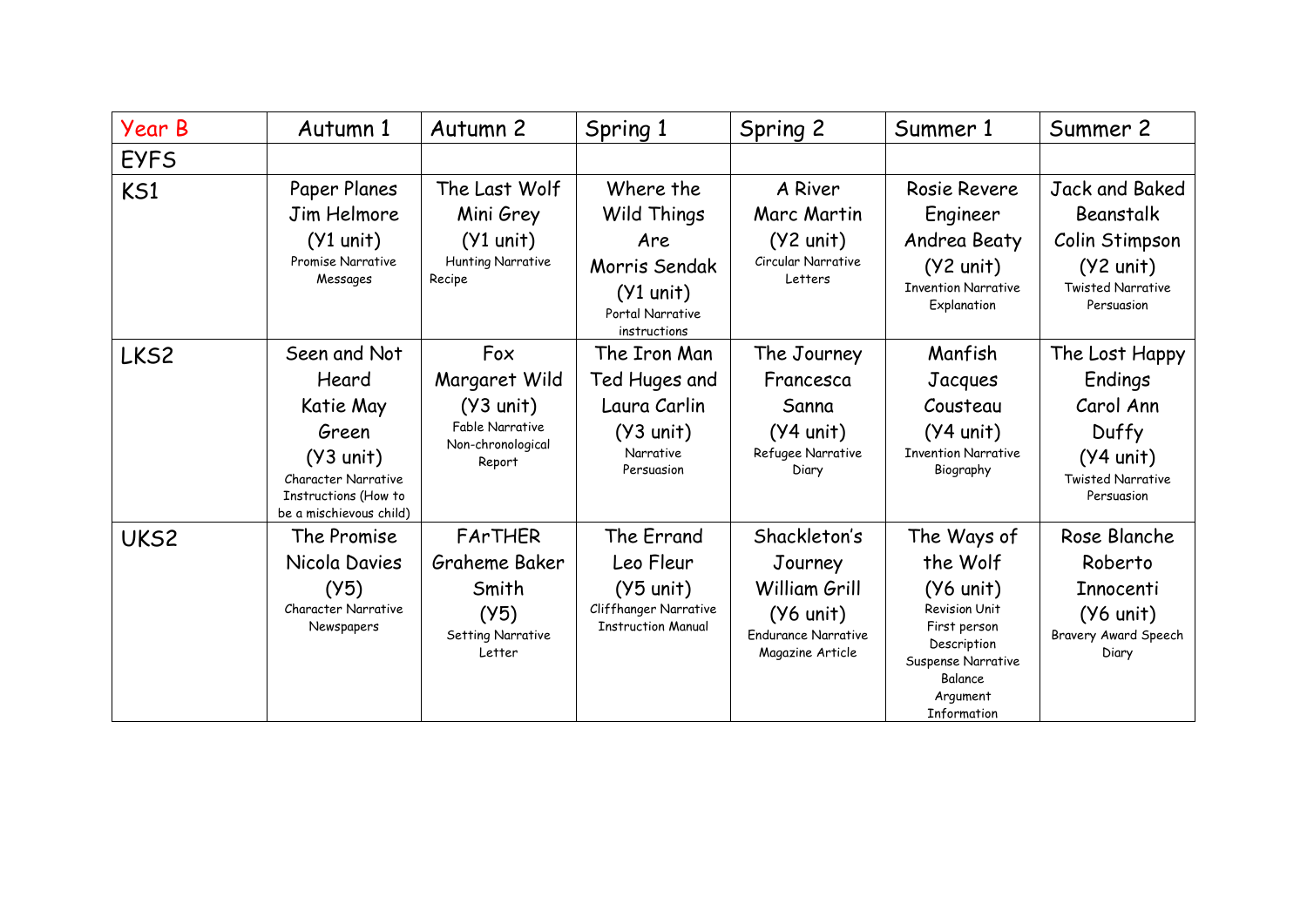| Year B | Autumn 1 | Autumn 2 | Spring 1 | Spring 2 | Summer 1 | Summer 2 |
|---|---|---|---|---|---|---|
| EYFS | | | | | | |
| KS1 | Paper Planes Jim Helmore (Y1 unit) Promise Narrative Messages | The Last Wolf Mini Grey (Y1 unit) Hunting Narrative Recipe | Where the Wild Things Are Morris Sendak (Y1 unit) Portal Narrative instructions | A River Marc Martin (Y2 unit) Circular Narrative Letters | Rosie Revere Engineer Andrea Beaty (Y2 unit) Invention Narrative Explanation | Jack and Baked Beanstalk Colin Stimpson (Y2 unit) Twisted Narrative Persuasion |
| LKS2 | Seen and Not Heard Katie May Green (Y3 unit) Character Narrative Instructions (How to be a mischievous child) | Fox Margaret Wild (Y3 unit) Fable Narrative Non-chronological Report | The Iron Man Ted Huges and Laura Carlin (Y3 unit) Narrative Persuasion | The Journey Francesca Sanna (Y4 unit) Refugee Narrative Diary | Manfish Jacques Cousteau (Y4 unit) Invention Narrative Biography | The Lost Happy Endings Carol Ann Duffy (Y4 unit) Twisted Narrative Persuasion |
| UKS2 | The Promise Nicola Davies (Y5) Character Narrative Newspapers | FArTHER Graheme Baker Smith (Y5) Setting Narrative Letter | The Errand Leo Fleur (Y5 unit) Cliffhanger Narrative Instruction Manual | Shackleton's Journey William Grill (Y6 unit) Endurance Narrative Magazine Article | The Ways of the Wolf (Y6 unit) Revision Unit First person Description Suspense Narrative Balance Argument Information | Rose Blanche Roberto Innocenti (Y6 unit) Bravery Award Speech Diary |